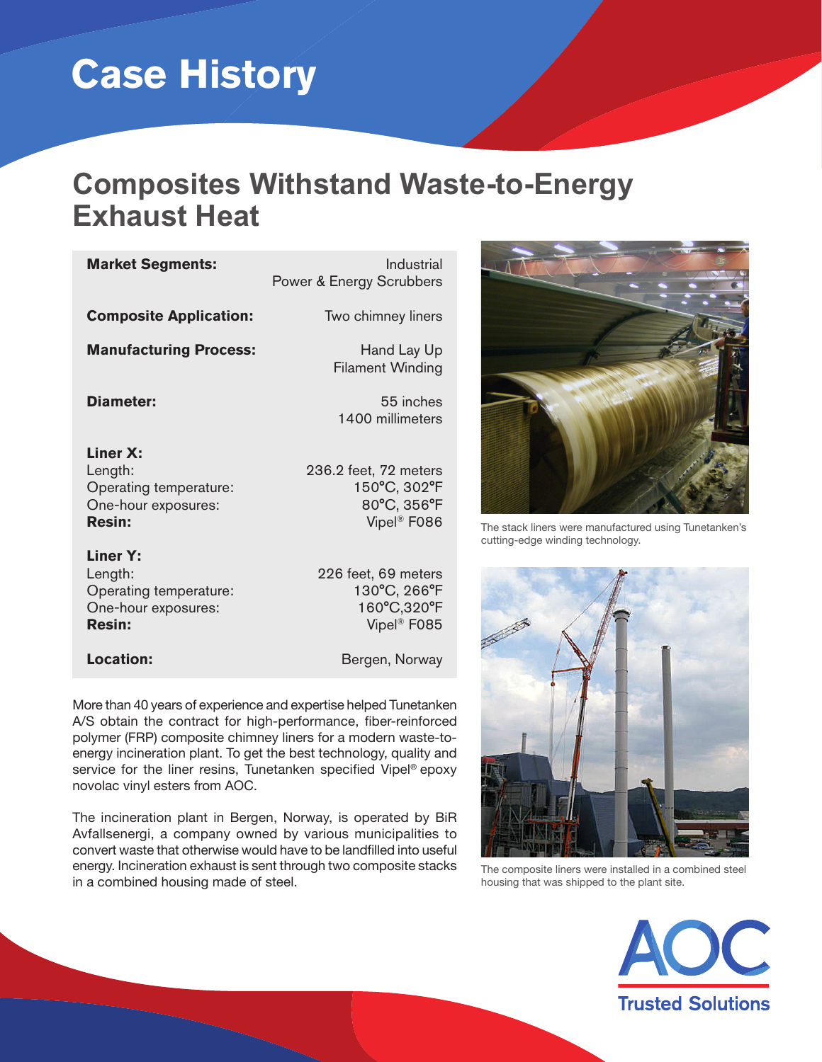# Case History

## Composites Withstand Waste-to-Energy Exhaust Heat

| | |
|---|---|
| **Market Segments:** | Industrial<br>Power & Energy Scrubbers |
| **Composite Application:** | Two chimney liners |
| **Manufacturing Process:** | Hand Lay Up<br>Filament Winding |
| **Diameter:** | 55 inches<br>1400 millimeters |
| **Liner X:** | |
| Length: | 236.2 feet, 72 meters |
| Operating temperature: | 150°C, 302°F |
| One-hour exposures: | 80°C, 356°F |
| **Resin:** | Vipel® F086 |
| **Liner Y:** | |
| Length: | 226 feet, 69 meters |
| Operating temperature: | 130°C, 266°F |
| One-hour exposures: | 160°C,320°F |
| **Resin:** | Vipel® F085 |
| **Location:** | Bergen, Norway |

More than 40 years of experience and expertise helped Tunetanken A/S obtain the contract for high-performance, fiber-reinforced polymer (FRP) composite chimney liners for a modern waste-to-energy incineration plant. To get the best technology, quality and service for the liner resins, Tunetanken specified Vipel® epoxy novolac vinyl esters from AOC.

The incineration plant in Bergen, Norway, is operated by BiR Avfallsenergi, a company owned by various municipalities to convert waste that otherwise would have to be landfilled into useful energy. Incineration exhaust is sent through two composite stacks in a combined housing made of steel.

The stack liners were manufactured using Tunetanken's cutting-edge winding technology.

The composite liners were installed in a combined steel housing that was shipped to the plant site.

AOC
Trusted Solutions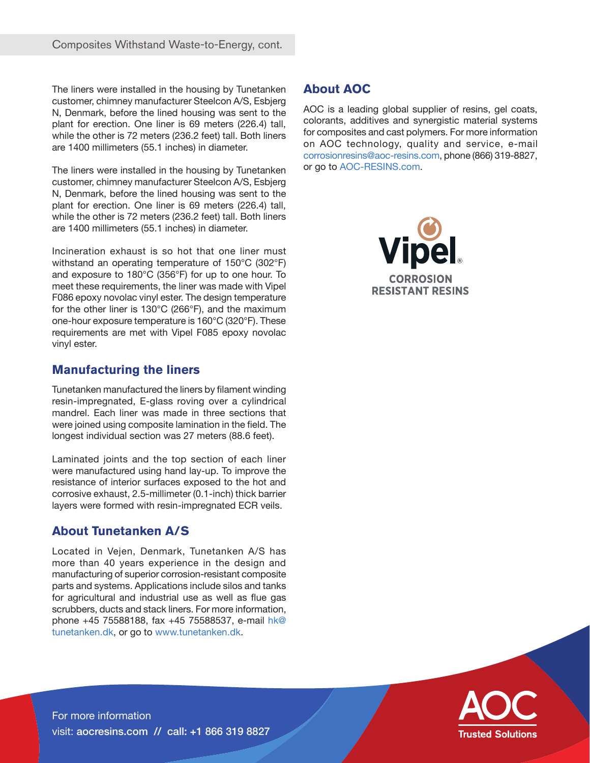The liners were installed in the housing by Tunetanken customer, chimney manufacturer Steelcon A/S, Esbjerg N, Denmark, before the lined housing was sent to the plant for erection. One liner is 69 meters (226.4) tall, while the other is 72 meters (236.2 feet) tall. Both liners are 1400 millimeters (55.1 inches) in diameter.

The liners were installed in the housing by Tunetanken customer, chimney manufacturer Steelcon A/S, Esbjerg N, Denmark, before the lined housing was sent to the plant for erection. One liner is 69 meters (226.4) tall, while the other is 72 meters (236.2 feet) tall. Both liners are 1400 millimeters (55.1 inches) in diameter.

Incineration exhaust is so hot that one liner must withstand an operating temperature of 150°C (302°F) and exposure to 180°C (356°F) for up to one hour. To meet these requirements, the liner was made with Vipel F086 epoxy novolac vinyl ester. The design temperature for the other liner is 130°C (266°F), and the maximum one-hour exposure temperature is 160°C (320°F). These requirements are met with Vipel F085 epoxy novolac vinyl ester.

## Manufacturing the liners

Tunetanken manufactured the liners by filament winding resin-impregnated, E-glass roving over a cylindrical mandrel. Each liner was made in three sections that were joined using composite lamination in the field. The longest individual section was 27 meters (88.6 feet).

Laminated joints and the top section of each liner were manufactured using hand lay-up. To improve the resistance of interior surfaces exposed to the hot and corrosive exhaust, 2.5-millimeter (0.1-inch) thick barrier layers were formed with resin-impregnated ECR veils.

## About Tunetanken A/S

Located in Vejen, Denmark, Tunetanken A/S has more than 40 years experience in the design and manufacturing of superior corrosion-resistant composite parts and systems. Applications include silos and tanks for agricultural and industrial use as well as flue gas scrubbers, ducts and stack liners. For more information, phone +45 75588188, fax +45 75588537, e-mail hk@tunetanken.dk, or go to www.tunetanken.dk.

## About AOC

AOC is a leading global supplier of resins, gel coats, colorants, additives and synergistic material systems for composites and cast polymers. For more information on AOC technology, quality and service, e-mail corrosionresins@aoc-resins.com, phone (866) 319-8827, or go to AOC-RESINS.com.

Vipel®
CORROSION RESISTANT RESINS

For more information
visit: **aocresins.com // call: +1 866 319 8827**

AOC
Trusted Solutions